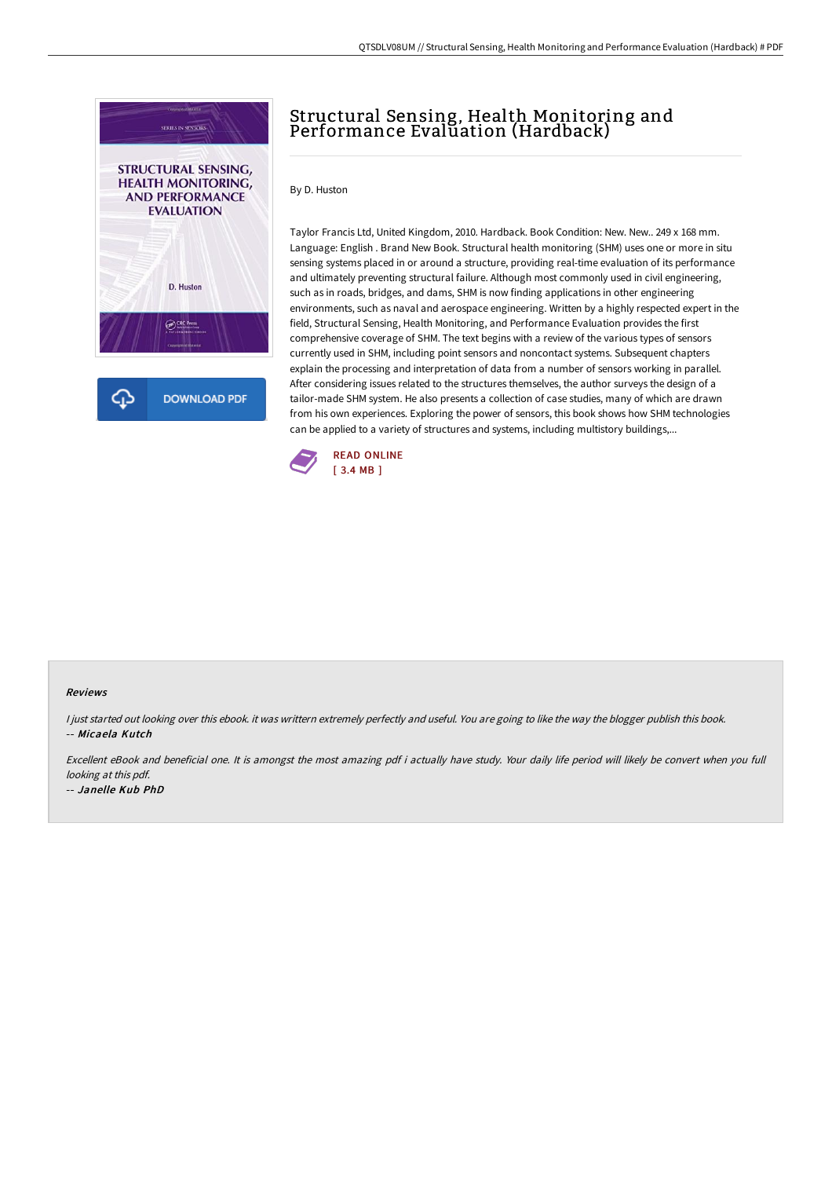# Structural Sensing, Health Monitoring and Performance Evaluation (Hardback)

By D. Huston

Taylor Francis Ltd, United Kingdom, 2010. Hardback. Book Condition: New. New.. 249 x 168 mm. Language: English . Brand New Book. Structural health monitoring (SHM) uses one or more in situ sensing systems placed in or around a structure, providing real-time evaluation of its performance and ultimately preventing structural failure. Although most commonly used in civil engineering, such as in roads, bridges, and dams, SHM is now finding applications in other engineering environments, such as naval and aerospace engineering. Written by a highly respected expert in the field, Structural Sensing, Health Monitoring, and Performance Evaluation provides the first comprehensive coverage of SHM. The text begins with a review of the various types of sensors currently used in SHM, including point sensors and noncontact systems. Subsequent chapters explain the processing and interpretation of data from a number of sensors working in parallel. After considering issues related to the structures themselves, the author surveys the design of a tailor-made SHM system. He also presents a collection of case studies, many of which are drawn from his own experiences. Exploring the power of sensors, this book shows how SHM technologies can be applied to a variety of structures and systems, including multistory buildings,...

READ ONLINE
[ 3.4 MB ]

### Reviews

*I just started out looking over this ebook. it was writtern extremely perfectly and useful. You are going to like the way the blogger publish this book.*
-- ***Micaela Kutch***

*Excellent eBook and beneficial one. It is amongst the most amazing pdf i actually have study. Your daily life period will likely be convert when you full looking at this pdf.*
-- ***Janelle Kub PhD***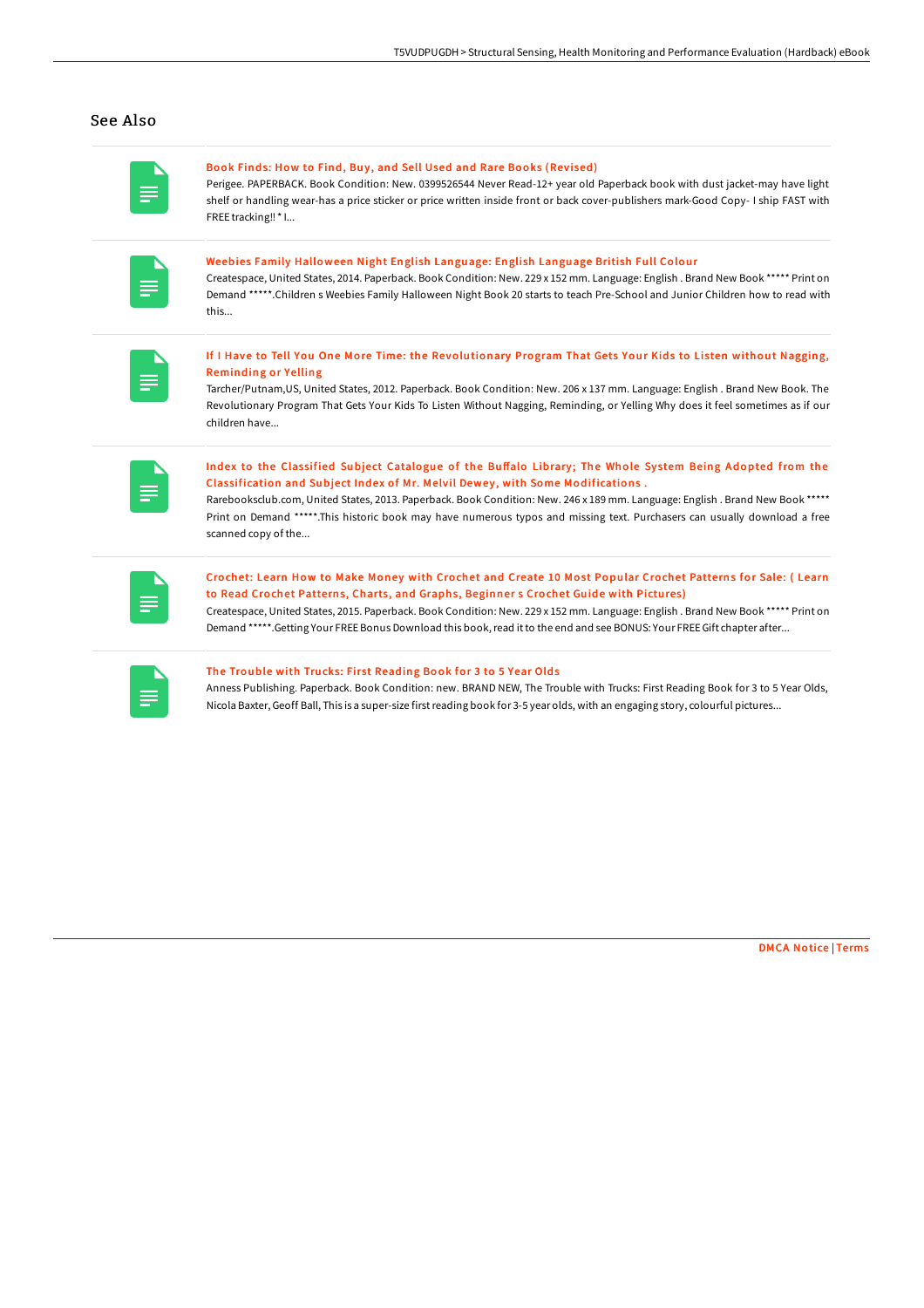## See Also

### Book Finds: How to Find, Buy, and Sell Used and Rare Books (Revised)

Perigee. PAPERBACK. Book Condition: New. 0399526544 Never Read-12+ year old Paperback book with dust jacket-may have light shelf or handling wear-has a price sticker or price written inside front or back cover-publishers mark-Good Copy- I ship FAST with FREE tracking!! * I...

### Weebies Family Halloween Night English Language: English Language British Full Colour

Createspace, United States, 2014. Paperback. Book Condition: New. 229 x 152 mm. Language: English . Brand New Book ***** Print on Demand *****.Children s Weebies Family Halloween Night Book 20 starts to teach Pre-School and Junior Children how to read with this...

### If I Have to Tell You One More Time: the Revolutionary Program That Gets Your Kids to Listen without Nagging, Reminding or Yelling

Tarcher/Putnam,US, United States, 2012. Paperback. Book Condition: New. 206 x 137 mm. Language: English . Brand New Book. The Revolutionary Program That Gets Your Kids To Listen Without Nagging, Reminding, or Yelling Why does it feel sometimes as if our children have...

### Index to the Classified Subject Catalogue of the Buffalo Library; The Whole System Being Adopted from the Classification and Subject Index of Mr. Melvil Dewey, with Some Modifications .

Rarebooksclub.com, United States, 2013. Paperback. Book Condition: New. 246 x 189 mm. Language: English . Brand New Book ***** Print on Demand *****.This historic book may have numerous typos and missing text. Purchasers can usually download a free scanned copy of the...

### Crochet: Learn How to Make Money with Crochet and Create 10 Most Popular Crochet Patterns for Sale: ( Learn to Read Crochet Patterns, Charts, and Graphs, Beginner s Crochet Guide with Pictures)

Createspace, United States, 2015. Paperback. Book Condition: New. 229 x 152 mm. Language: English . Brand New Book ***** Print on Demand *****.Getting Your FREE Bonus Download this book, read it to the end and see BONUS: Your FREE Gift chapter after...

### The Trouble with Trucks: First Reading Book for 3 to 5 Year Olds

Anness Publishing. Paperback. Book Condition: new. BRAND NEW, The Trouble with Trucks: First Reading Book for 3 to 5 Year Olds, Nicola Baxter, Geoff Ball, This is a super-size first reading book for 3-5 year olds, with an engaging story, colourful pictures...